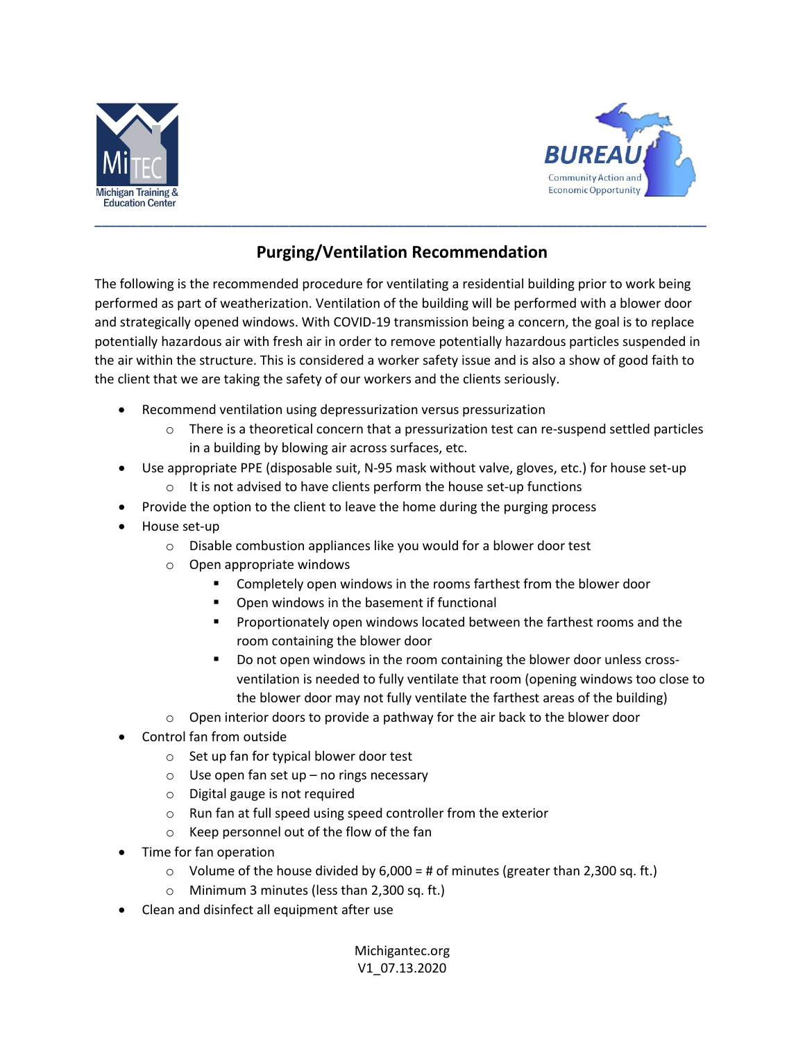# Purging/Ventilation Recommendation

The following is the recommended procedure for ventilating a residential building prior to work being performed as part of weatherization. Ventilation of the building will be performed with a blower door and strategically opened windows. With COVID-19 transmission being a concern, the goal is to replace potentially hazardous air with fresh air in order to remove potentially hazardous particles suspended in the air within the structure. This is considered a worker safety issue and is also a show of good faith to the client that we are taking the safety of our workers and the clients seriously.

- Recommend ventilation using depressurization versus pressurization
  - There is a theoretical concern that a pressurization test can re-suspend settled particles in a building by blowing air across surfaces, etc.
- Use appropriate PPE (disposable suit, N-95 mask without valve, gloves, etc.) for house set-up
  - It is not advised to have clients perform the house set-up functions
- Provide the option to the client to leave the home during the purging process
- House set-up
  - Disable combustion appliances like you would for a blower door test
  - Open appropriate windows
    - Completely open windows in the rooms farthest from the blower door
    - Open windows in the basement if functional
    - Proportionately open windows located between the farthest rooms and the room containing the blower door
    - Do not open windows in the room containing the blower door unless cross-ventilation is needed to fully ventilate that room (opening windows too close to the blower door may not fully ventilate the farthest areas of the building)
  - Open interior doors to provide a pathway for the air back to the blower door
- Control fan from outside
  - Set up fan for typical blower door test
  - Use open fan set up – no rings necessary
  - Digital gauge is not required
  - Run fan at full speed using speed controller from the exterior
  - Keep personnel out of the flow of the fan
- Time for fan operation
  - Volume of the house divided by 6,000 = # of minutes (greater than 2,300 sq. ft.)
  - Minimum 3 minutes (less than 2,300 sq. ft.)
- Clean and disinfect all equipment after use

Michigantec.org
V1_07.13.2020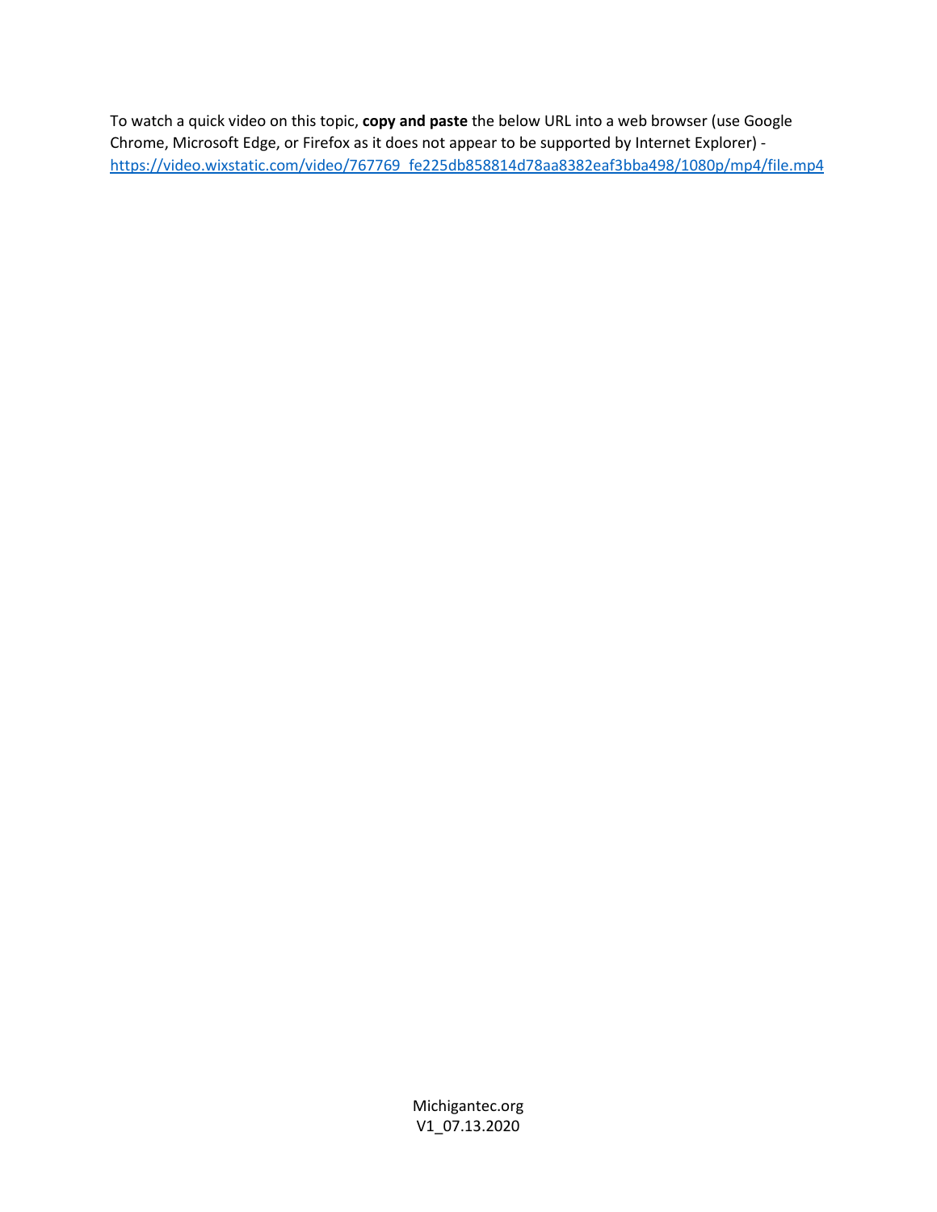To watch a quick video on this topic, **copy and paste** the below URL into a web browser (use Google Chrome, Microsoft Edge, or Firefox as it does not appear to be supported by Internet Explorer) - https://video.wixstatic.com/video/767769_fe225db858814d78aa8382eaf3bba498/1080p/mp4/file.mp4

Michigantec.org
V1_07.13.2020